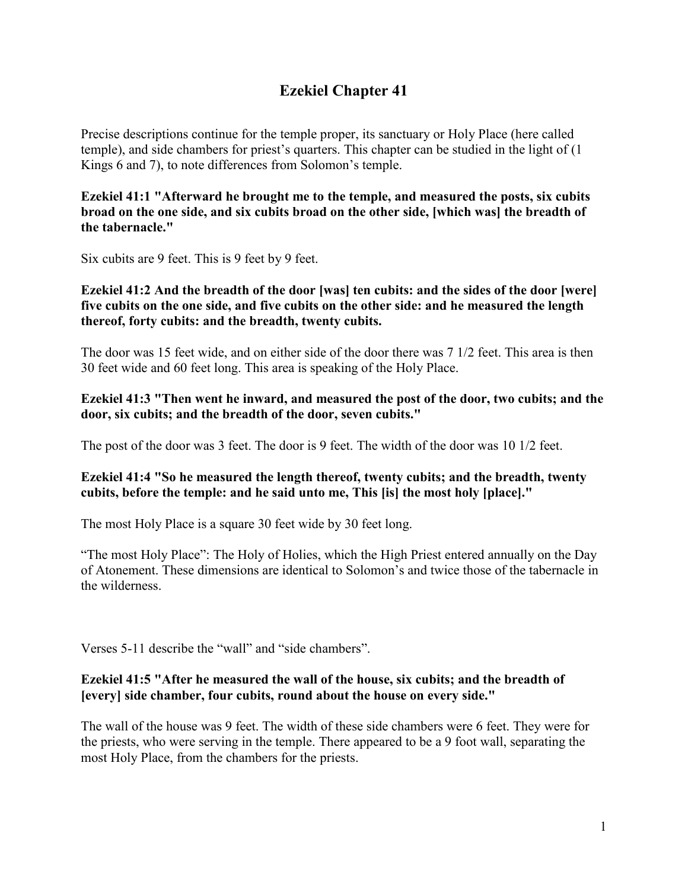# Ezekiel Chapter 41

Precise descriptions continue for the temple proper, its sanctuary or Holy Place (here called temple), and side chambers for priest's quarters. This chapter can be studied in the light of (1 Kings 6 and 7), to note differences from Solomon's temple.

**Ezekiel 41:1 "Afterward he brought me to the temple, and measured the posts, six cubits broad on the one side, and six cubits broad on the other side, [which was] the breadth of the tabernacle."**

Six cubits are 9 feet. This is 9 feet by 9 feet.

**Ezekiel 41:2 And the breadth of the door [was] ten cubits: and the sides of the door [were] five cubits on the one side, and five cubits on the other side: and he measured the length thereof, forty cubits: and the breadth, twenty cubits.**

The door was 15 feet wide, and on either side of the door there was 7 1/2 feet. This area is then 30 feet wide and 60 feet long. This area is speaking of the Holy Place.

**Ezekiel 41:3 "Then went he inward, and measured the post of the door, two cubits; and the door, six cubits; and the breadth of the door, seven cubits."**

The post of the door was 3 feet. The door is 9 feet. The width of the door was 10 1/2 feet.

**Ezekiel 41:4 "So he measured the length thereof, twenty cubits; and the breadth, twenty cubits, before the temple: and he said unto me, This [is] the most holy [place]."**

The most Holy Place is a square 30 feet wide by 30 feet long.

"The most Holy Place": The Holy of Holies, which the High Priest entered annually on the Day of Atonement. These dimensions are identical to Solomon's and twice those of the tabernacle in the wilderness.

Verses 5-11 describe the "wall" and "side chambers".

**Ezekiel 41:5 "After he measured the wall of the house, six cubits; and the breadth of [every] side chamber, four cubits, round about the house on every side."**

The wall of the house was 9 feet. The width of these side chambers were 6 feet. They were for the priests, who were serving in the temple. There appeared to be a 9 foot wall, separating the most Holy Place, from the chambers for the priests.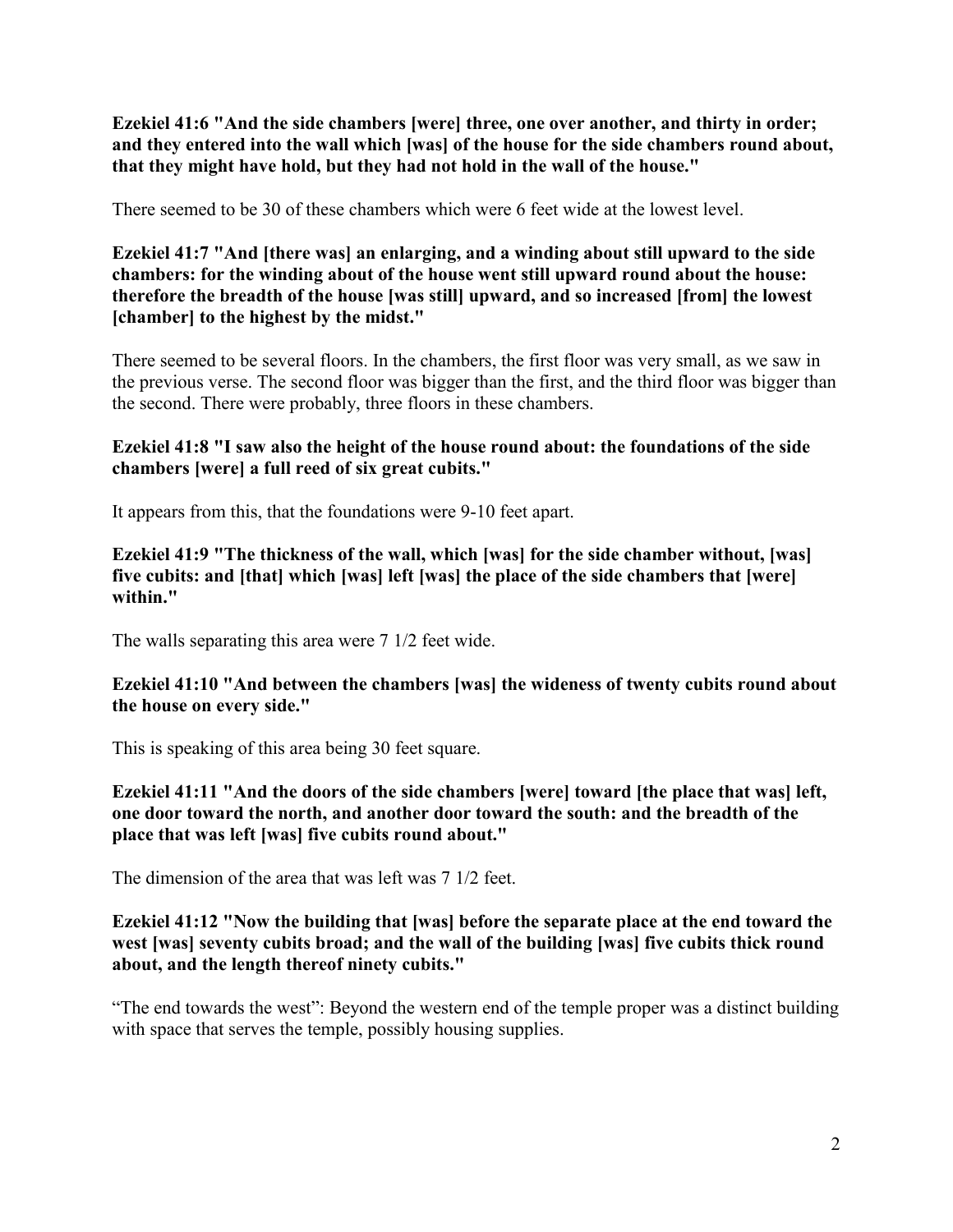**Ezekiel 41:6 "And the side chambers [were] three, one over another, and thirty in order; and they entered into the wall which [was] of the house for the side chambers round about, that they might have hold, but they had not hold in the wall of the house."**

There seemed to be 30 of these chambers which were 6 feet wide at the lowest level.

**Ezekiel 41:7 "And [there was] an enlarging, and a winding about still upward to the side chambers: for the winding about of the house went still upward round about the house: therefore the breadth of the house [was still] upward, and so increased [from] the lowest [chamber] to the highest by the midst."**

There seemed to be several floors. In the chambers, the first floor was very small, as we saw in the previous verse. The second floor was bigger than the first, and the third floor was bigger than the second. There were probably, three floors in these chambers.

**Ezekiel 41:8 "I saw also the height of the house round about: the foundations of the side chambers [were] a full reed of six great cubits."**

It appears from this, that the foundations were 9-10 feet apart.

**Ezekiel 41:9 "The thickness of the wall, which [was] for the side chamber without, [was] five cubits: and [that] which [was] left [was] the place of the side chambers that [were] within."**

The walls separating this area were 7 1/2 feet wide.

**Ezekiel 41:10 "And between the chambers [was] the wideness of twenty cubits round about the house on every side."**

This is speaking of this area being 30 feet square.

**Ezekiel 41:11 "And the doors of the side chambers [were] toward [the place that was] left, one door toward the north, and another door toward the south: and the breadth of the place that was left [was] five cubits round about."**

The dimension of the area that was left was 7 1/2 feet.

**Ezekiel 41:12 "Now the building that [was] before the separate place at the end toward the west [was] seventy cubits broad; and the wall of the building [was] five cubits thick round about, and the length thereof ninety cubits."**

"The end towards the west": Beyond the western end of the temple proper was a distinct building with space that serves the temple, possibly housing supplies.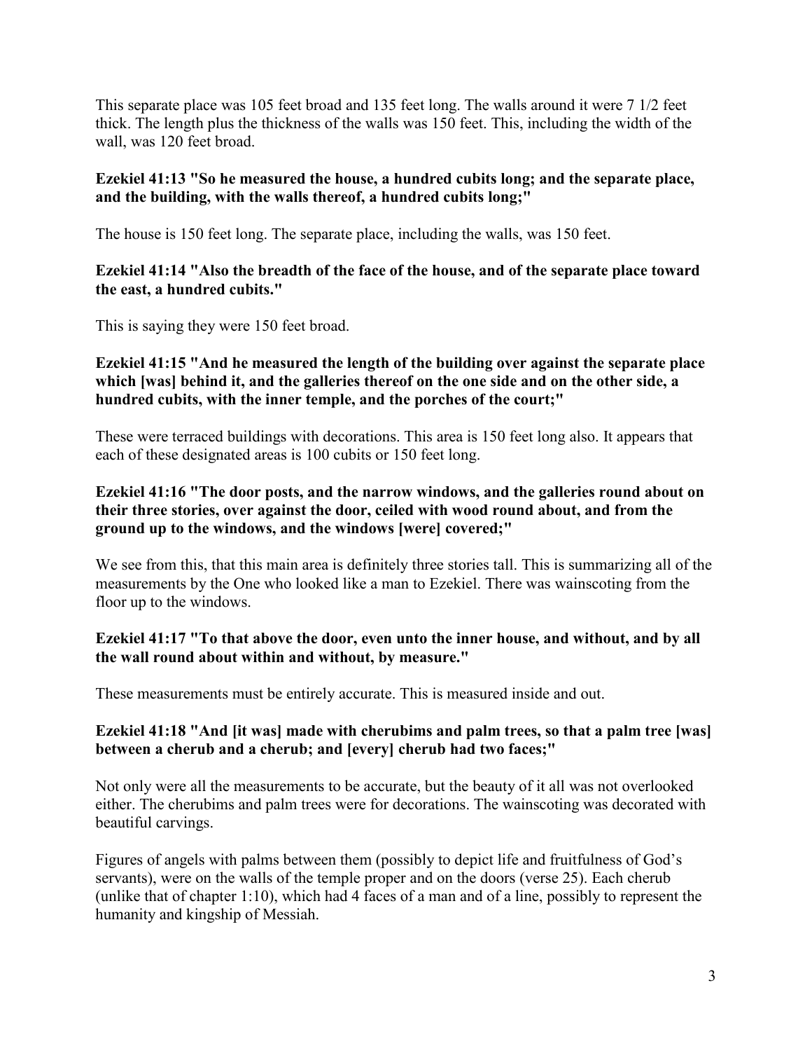This separate place was 105 feet broad and 135 feet long. The walls around it were 7 1/2 feet thick. The length plus the thickness of the walls was 150 feet. This, including the width of the wall, was 120 feet broad.

**Ezekiel 41:13 "So he measured the house, a hundred cubits long; and the separate place, and the building, with the walls thereof, a hundred cubits long;"**

The house is 150 feet long. The separate place, including the walls, was 150 feet.

**Ezekiel 41:14 "Also the breadth of the face of the house, and of the separate place toward the east, a hundred cubits."**

This is saying they were 150 feet broad.

**Ezekiel 41:15 "And he measured the length of the building over against the separate place which [was] behind it, and the galleries thereof on the one side and on the other side, a hundred cubits, with the inner temple, and the porches of the court;"**

These were terraced buildings with decorations. This area is 150 feet long also. It appears that each of these designated areas is 100 cubits or 150 feet long.

**Ezekiel 41:16 "The door posts, and the narrow windows, and the galleries round about on their three stories, over against the door, ceiled with wood round about, and from the ground up to the windows, and the windows [were] covered;"**

We see from this, that this main area is definitely three stories tall. This is summarizing all of the measurements by the One who looked like a man to Ezekiel. There was wainscoting from the floor up to the windows.

**Ezekiel 41:17 "To that above the door, even unto the inner house, and without, and by all the wall round about within and without, by measure."**

These measurements must be entirely accurate. This is measured inside and out.

**Ezekiel 41:18 "And [it was] made with cherubims and palm trees, so that a palm tree [was] between a cherub and a cherub; and [every] cherub had two faces;"**

Not only were all the measurements to be accurate, but the beauty of it all was not overlooked either. The cherubims and palm trees were for decorations. The wainscoting was decorated with beautiful carvings.

Figures of angels with palms between them (possibly to depict life and fruitfulness of God's servants), were on the walls of the temple proper and on the doors (verse 25). Each cherub (unlike that of chapter 1:10), which had 4 faces of a man and of a line, possibly to represent the humanity and kingship of Messiah.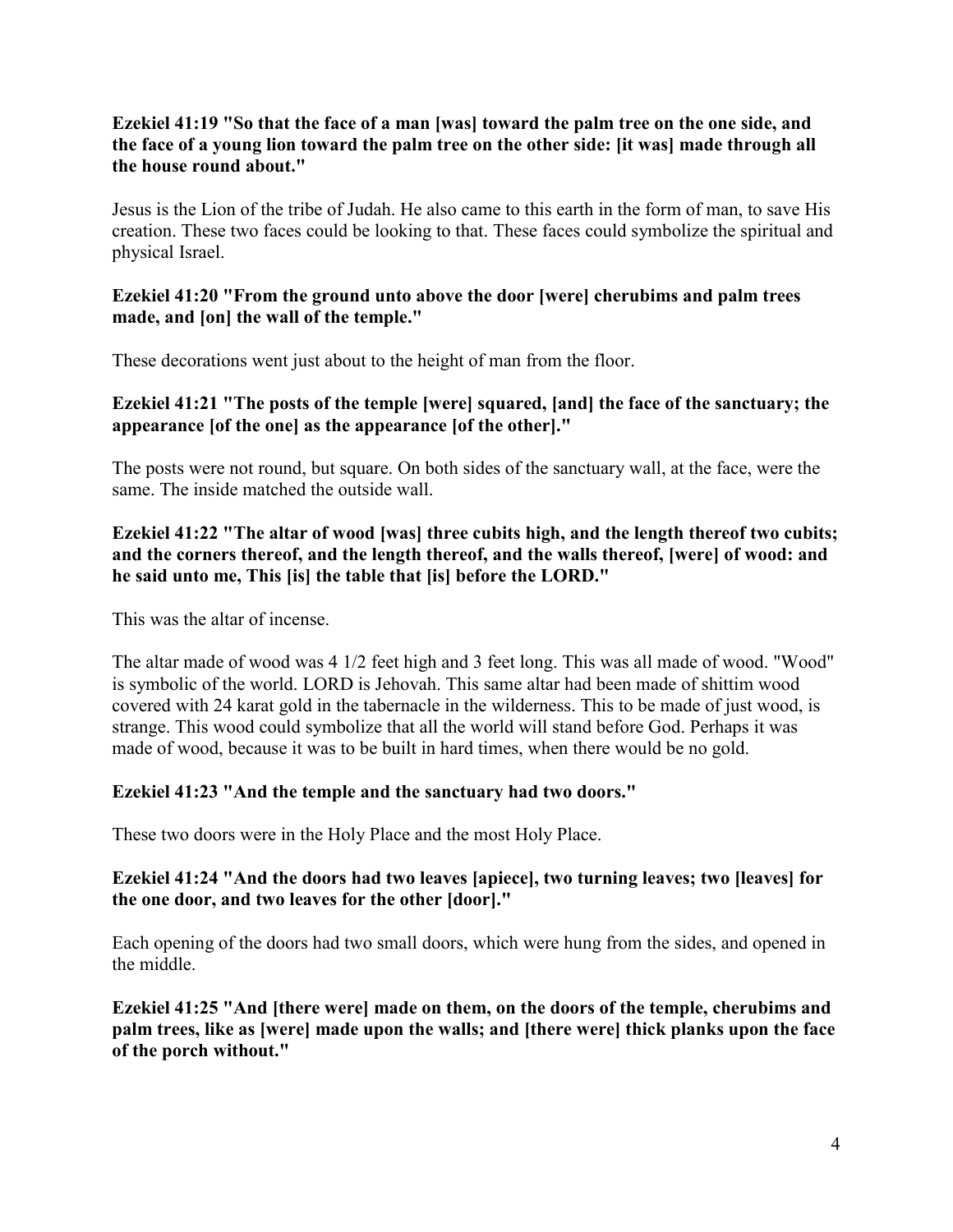**Ezekiel 41:19 "So that the face of a man [was] toward the palm tree on the one side, and the face of a young lion toward the palm tree on the other side: [it was] made through all the house round about."**

Jesus is the Lion of the tribe of Judah. He also came to this earth in the form of man, to save His creation. These two faces could be looking to that. These faces could symbolize the spiritual and physical Israel.

**Ezekiel 41:20 "From the ground unto above the door [were] cherubims and palm trees made, and [on] the wall of the temple."**

These decorations went just about to the height of man from the floor.

**Ezekiel 41:21 "The posts of the temple [were] squared, [and] the face of the sanctuary; the appearance [of the one] as the appearance [of the other]."**

The posts were not round, but square. On both sides of the sanctuary wall, at the face, were the same. The inside matched the outside wall.

**Ezekiel 41:22 "The altar of wood [was] three cubits high, and the length thereof two cubits; and the corners thereof, and the length thereof, and the walls thereof, [were] of wood: and he said unto me, This [is] the table that [is] before the LORD."**

This was the altar of incense.

The altar made of wood was 4 1/2 feet high and 3 feet long. This was all made of wood. "Wood" is symbolic of the world. LORD is Jehovah. This same altar had been made of shittim wood covered with 24 karat gold in the tabernacle in the wilderness. This to be made of just wood, is strange. This wood could symbolize that all the world will stand before God. Perhaps it was made of wood, because it was to be built in hard times, when there would be no gold.

**Ezekiel 41:23 "And the temple and the sanctuary had two doors."**

These two doors were in the Holy Place and the most Holy Place.

**Ezekiel 41:24 "And the doors had two leaves [apiece], two turning leaves; two [leaves] for the one door, and two leaves for the other [door]."**

Each opening of the doors had two small doors, which were hung from the sides, and opened in the middle.

**Ezekiel 41:25 "And [there were] made on them, on the doors of the temple, cherubims and palm trees, like as [were] made upon the walls; and [there were] thick planks upon the face of the porch without."**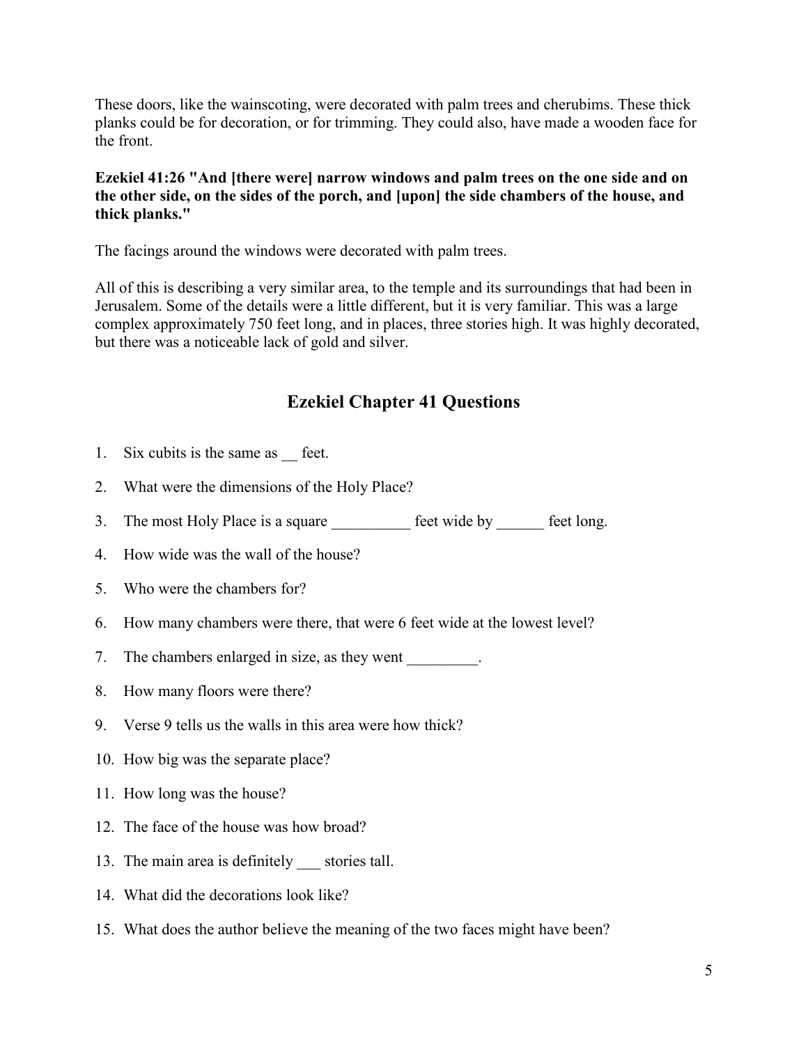These doors, like the wainscoting, were decorated with palm trees and cherubims. These thick planks could be for decoration, or for trimming. They could also, have made a wooden face for the front.

**Ezekiel 41:26 "And [there were] narrow windows and palm trees on the one side and on the other side, on the sides of the porch, and [upon] the side chambers of the house, and thick planks."**

The facings around the windows were decorated with palm trees.

All of this is describing a very similar area, to the temple and its surroundings that had been in Jerusalem. Some of the details were a little different, but it is very familiar. This was a large complex approximately 750 feet long, and in places, three stories high. It was highly decorated, but there was a noticeable lack of gold and silver.

## Ezekiel Chapter 41 Questions

1. Six cubits is the same as __ feet.
2. What were the dimensions of the Holy Place?
3. The most Holy Place is a square __________ feet wide by ______ feet long.
4. How wide was the wall of the house?
5. Who were the chambers for?
6. How many chambers were there, that were 6 feet wide at the lowest level?
7. The chambers enlarged in size, as they went _________.
8. How many floors were there?
9. Verse 9 tells us the walls in this area were how thick?
10. How big was the separate place?
11. How long was the house?
12. The face of the house was how broad?
13. The main area is definitely ___ stories tall.
14. What did the decorations look like?
15. What does the author believe the meaning of the two faces might have been?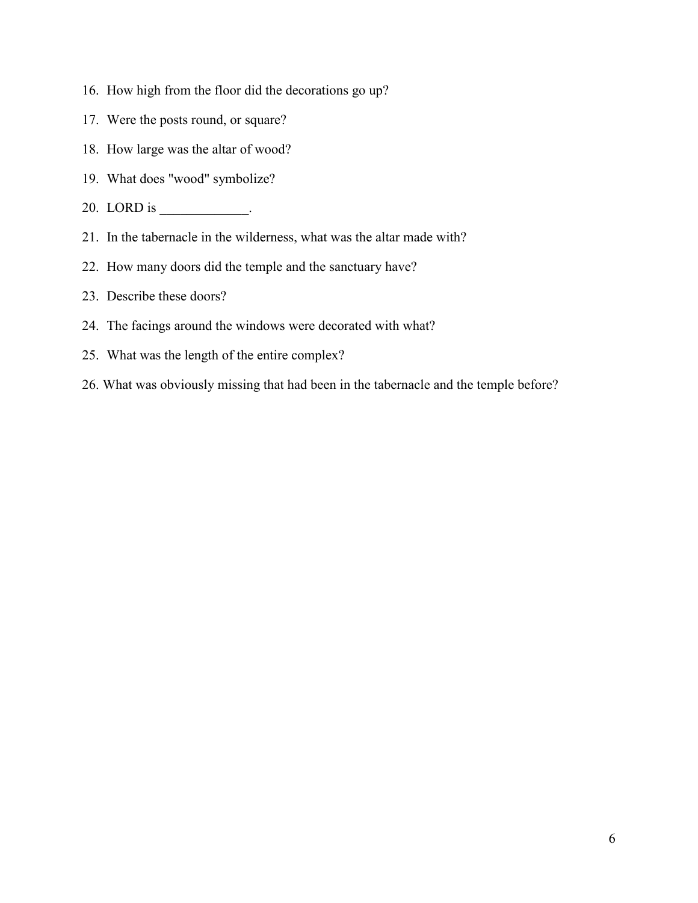16. How high from the floor did the decorations go up?
17. Were the posts round, or square?
18. How large was the altar of wood?
19. What does "wood" symbolize?
20. LORD is _____________.
21. In the tabernacle in the wilderness, what was the altar made with?
22. How many doors did the temple and the sanctuary have?
23. Describe these doors?
24. The facings around the windows were decorated with what?
25. What was the length of the entire complex?
26. What was obviously missing that had been in the tabernacle and the temple before?